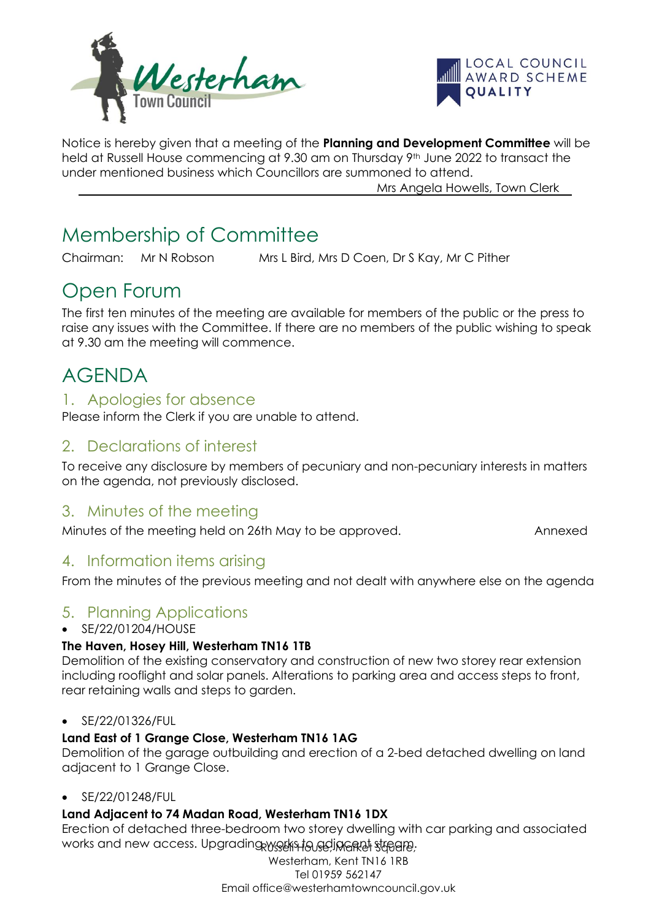Notice is hereby given that a meeting of the **Planning and Development Committee** will be held at Russell House commencing at 9.30 am on Thursday 9th June 2022 to transact the under mentioned business which Councillors are summoned to attend.

Mrs Angela Howells, Town Clerk

# Membership of Committee

Chairman: Mr N Robson Mrs L Bird, Mrs D Coen, Dr S Kay, Mr C Pither

# Open Forum

The first ten minutes of the meeting are available for members of the public or the press to raise any issues with the Committee. If there are no members of the public wishing to speak at 9.30 am the meeting will commence.

# AGENDA

## 1. Apologies for absence

Please inform the Clerk if you are unable to attend.

## 2. Declarations of interest

To receive any disclosure by members of pecuniary and non-pecuniary interests in matters on the agenda, not previously disclosed.

## 3. Minutes of the meeting

Minutes of the meeting held on 26th May to be approved. Annexed

## 4. Information items arising

From the minutes of the previous meeting and not dealt with anywhere else on the agenda

## 5. Planning Applications

- SE/22/01204/HOUSE

**The Haven, Hosey Hill, Westerham TN16 1TB**

Demolition of the existing conservatory and construction of new two storey rear extension including rooflight and solar panels. Alterations to parking area and access steps to front, rear retaining walls and steps to garden.

- SE/22/01326/FUL

**Land East of 1 Grange Close, Westerham TN16 1AG**

Demolition of the garage outbuilding and erection of a 2-bed detached dwelling on land adjacent to 1 Grange Close.

- SE/22/01248/FUL

**Land Adjacent to 74 Madan Road, Westerham TN16 1DX**

Erection of detached three-bedroom two storey dwelling with car parking and associated works and new access. Upgrading works to adjacent stream.

Russell House, Market Square,
Westerham, Kent TN16 1RB
Tel 01959 562147
Email office@westerhamtowncouncil.gov.uk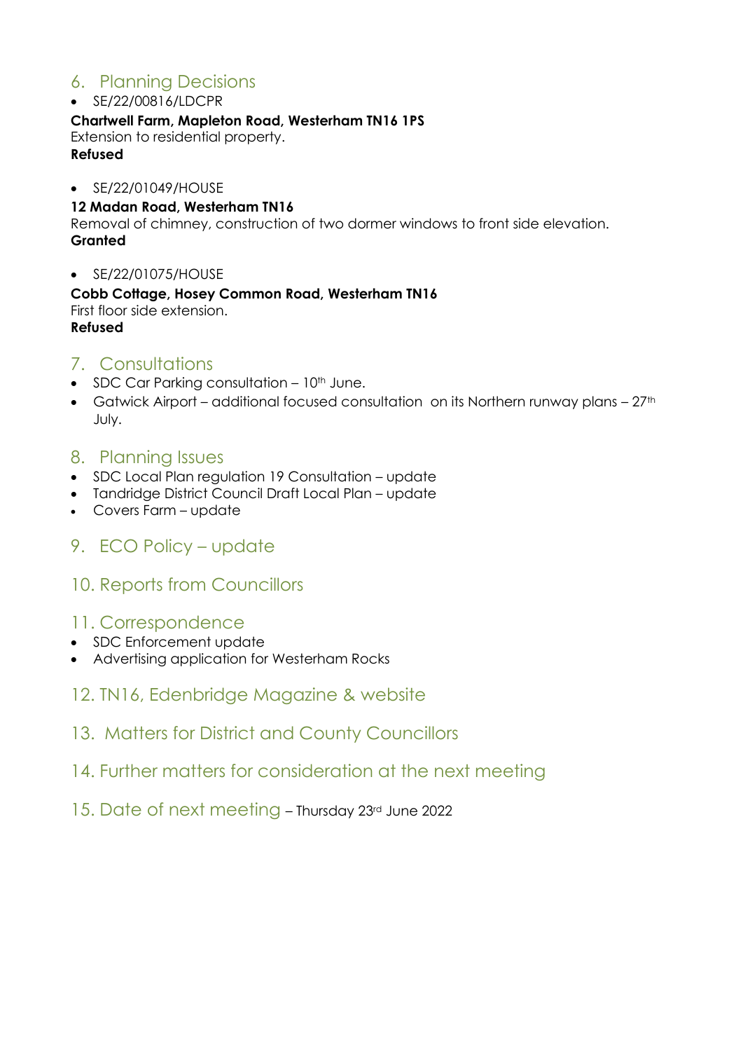## 6. Planning Decisions

- SE/22/00816/LDCPR

**Chartwell Farm, Mapleton Road, Westerham TN16 1PS**
Extension to residential property.
**Refused**

- SE/22/01049/HOUSE

**12 Madan Road, Westerham TN16**
Removal of chimney, construction of two dormer windows to front side elevation.
**Granted**

- SE/22/01075/HOUSE

**Cobb Cottage, Hosey Common Road, Westerham TN16**
First floor side extension.
**Refused**

## 7. Consultations

- SDC Car Parking consultation – 10th June.
- Gatwick Airport – additional focused consultation on its Northern runway plans – 27th July.

## 8. Planning Issues

- SDC Local Plan regulation 19 Consultation – update
- Tandridge District Council Draft Local Plan – update
- Covers Farm – update

## 9. ECO Policy – update

## 10. Reports from Councillors

## 11. Correspondence

- SDC Enforcement update
- Advertising application for Westerham Rocks

## 12. TN16, Edenbridge Magazine & website

## 13. Matters for District and County Councillors

## 14. Further matters for consideration at the next meeting

## 15. Date of next meeting – Thursday 23rd June 2022